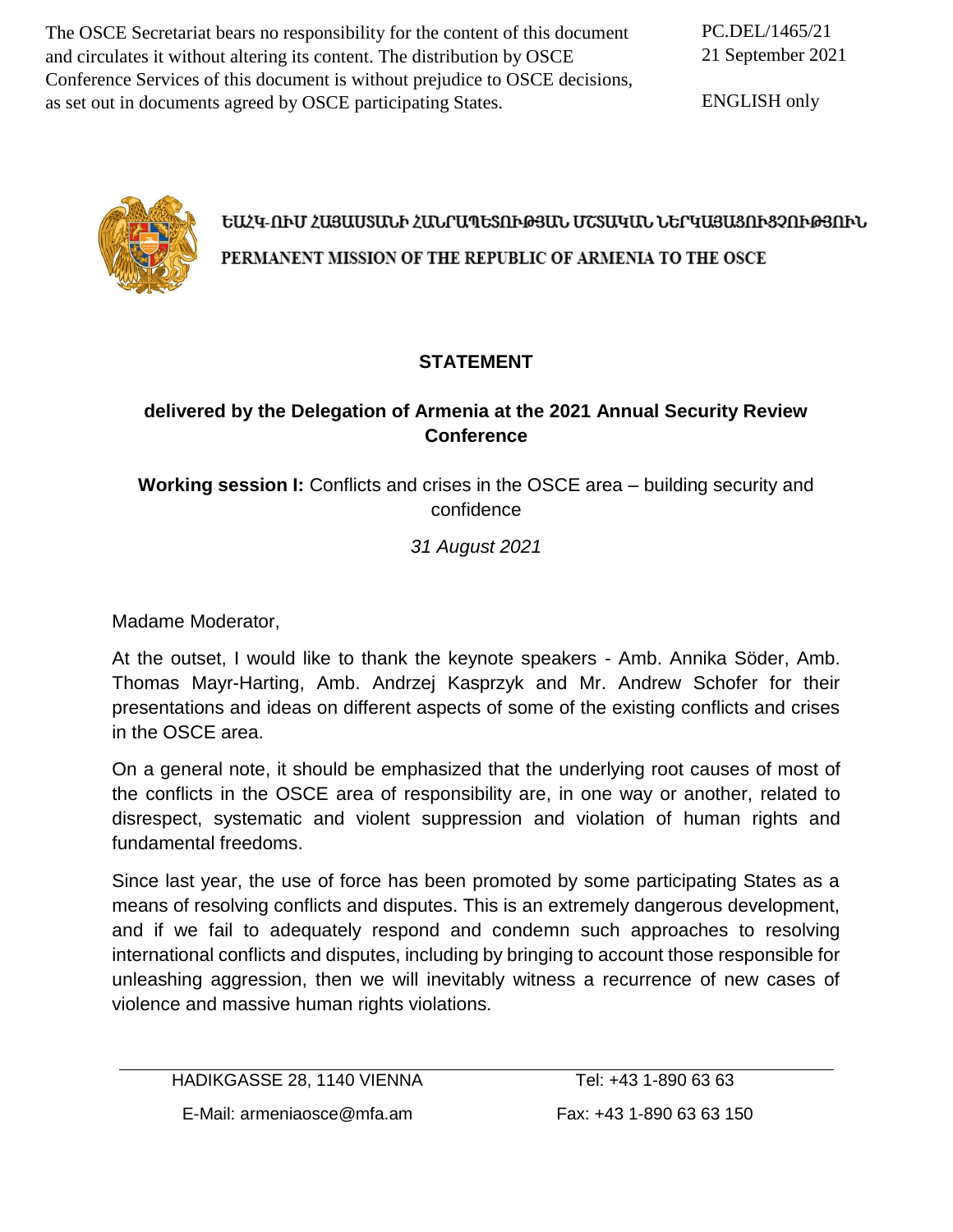The OSCE Secretariat bears no responsibility for the content of this document and circulates it without altering its content. The distribution by OSCE Conference Services of this document is without prejudice to OSCE decisions, as set out in documents agreed by OSCE participating States.

PC.DEL/1465/21
21 September 2021

ENGLISH only

ԵԱՀԿ-ՈՒՄ ՀԱՅԱՍՏԱՆԻ ՀԱՆՐԱՊԵՏՈՒԹՅԱՆ ՄՇՏԱԿԱՆ ՆԵՐԿԱՅԱՑՈՒՑՉՈՒԹՅՈՒՆ

PERMANENT MISSION OF THE REPUBLIC OF ARMENIA TO THE OSCE

# STATEMENT

## delivered by the Delegation of Armenia at the 2021 Annual Security Review Conference

**Working session I:** Conflicts and crises in the OSCE area – building security and confidence

*31 August 2021*

Madame Moderator,

At the outset, I would like to thank the keynote speakers - Amb. Annika Söder, Amb. Thomas Mayr-Harting, Amb. Andrzej Kasprzyk and Mr. Andrew Schofer for their presentations and ideas on different aspects of some of the existing conflicts and crises in the OSCE area.

On a general note, it should be emphasized that the underlying root causes of most of the conflicts in the OSCE area of responsibility are, in one way or another, related to disrespect, systematic and violent suppression and violation of human rights and fundamental freedoms.

Since last year, the use of force has been promoted by some participating States as a means of resolving conflicts and disputes. This is an extremely dangerous development, and if we fail to adequately respond and condemn such approaches to resolving international conflicts and disputes, including by bringing to account those responsible for unleashing aggression, then we will inevitably witness a recurrence of new cases of violence and massive human rights violations.

HADIKGASSE 28, 1140 VIENNA — Tel: +43 1-890 63 63

E-Mail: armeniaosce@mfa.am — Fax: +43 1-890 63 63 150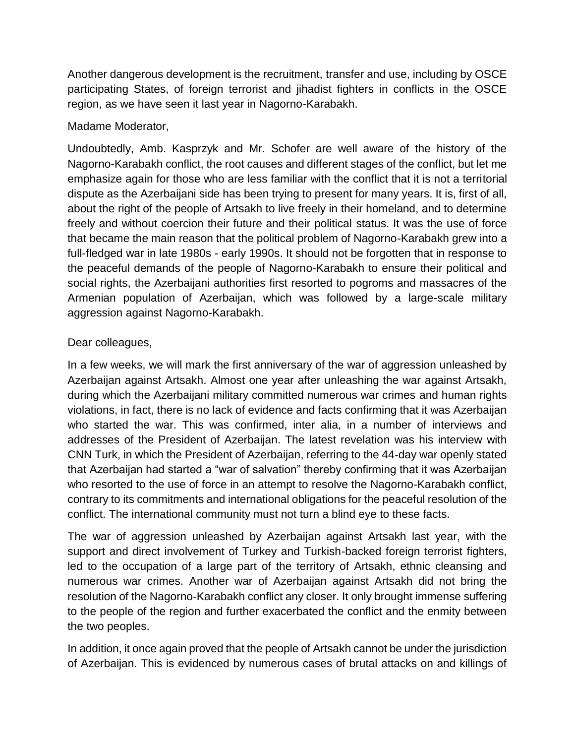Another dangerous development is the recruitment, transfer and use, including by OSCE participating States, of foreign terrorist and jihadist fighters in conflicts in the OSCE region, as we have seen it last year in Nagorno-Karabakh.

Madame Moderator,

Undoubtedly, Amb. Kasprzyk and Mr. Schofer are well aware of the history of the Nagorno-Karabakh conflict, the root causes and different stages of the conflict, but let me emphasize again for those who are less familiar with the conflict that it is not a territorial dispute as the Azerbaijani side has been trying to present for many years. It is, first of all, about the right of the people of Artsakh to live freely in their homeland, and to determine freely and without coercion their future and their political status. It was the use of force that became the main reason that the political problem of Nagorno-Karabakh grew into a full-fledged war in late 1980s - early 1990s. It should not be forgotten that in response to the peaceful demands of the people of Nagorno-Karabakh to ensure their political and social rights, the Azerbaijani authorities first resorted to pogroms and massacres of the Armenian population of Azerbaijan, which was followed by a large-scale military aggression against Nagorno-Karabakh.

Dear colleagues,

In a few weeks, we will mark the first anniversary of the war of aggression unleashed by Azerbaijan against Artsakh. Almost one year after unleashing the war against Artsakh, during which the Azerbaijani military committed numerous war crimes and human rights violations, in fact, there is no lack of evidence and facts confirming that it was Azerbaijan who started the war. This was confirmed, inter alia, in a number of interviews and addresses of the President of Azerbaijan. The latest revelation was his interview with CNN Turk, in which the President of Azerbaijan, referring to the 44-day war openly stated that Azerbaijan had started a "war of salvation" thereby confirming that it was Azerbaijan who resorted to the use of force in an attempt to resolve the Nagorno-Karabakh conflict, contrary to its commitments and international obligations for the peaceful resolution of the conflict. The international community must not turn a blind eye to these facts.

The war of aggression unleashed by Azerbaijan against Artsakh last year, with the support and direct involvement of Turkey and Turkish-backed foreign terrorist fighters, led to the occupation of a large part of the territory of Artsakh, ethnic cleansing and numerous war crimes. Another war of Azerbaijan against Artsakh did not bring the resolution of the Nagorno-Karabakh conflict any closer. It only brought immense suffering to the people of the region and further exacerbated the conflict and the enmity between the two peoples.

In addition, it once again proved that the people of Artsakh cannot be under the jurisdiction of Azerbaijan. This is evidenced by numerous cases of brutal attacks on and killings of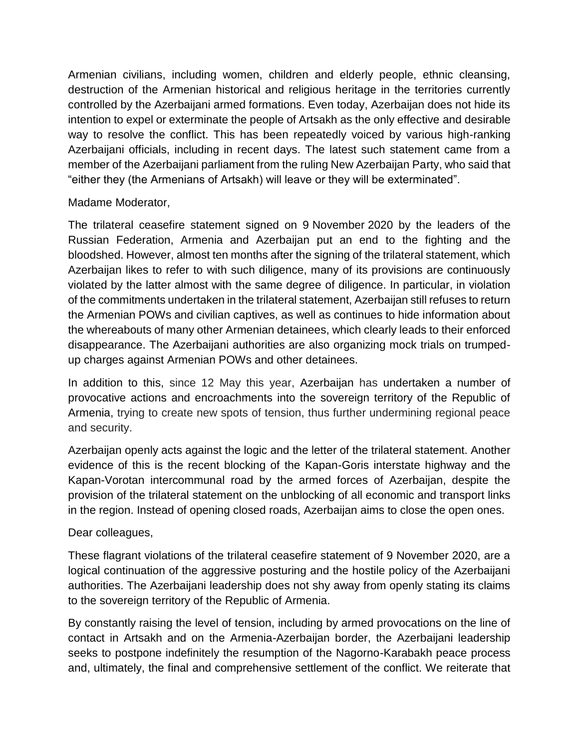Armenian civilians, including women, children and elderly people, ethnic cleansing, destruction of the Armenian historical and religious heritage in the territories currently controlled by the Azerbaijani armed formations. Even today, Azerbaijan does not hide its intention to expel or exterminate the people of Artsakh as the only effective and desirable way to resolve the conflict. This has been repeatedly voiced by various high-ranking Azerbaijani officials, including in recent days. The latest such statement came from a member of the Azerbaijani parliament from the ruling New Azerbaijan Party, who said that "either they (the Armenians of Artsakh) will leave or they will be exterminated".

Madame Moderator,

The trilateral ceasefire statement signed on 9 November 2020 by the leaders of the Russian Federation, Armenia and Azerbaijan put an end to the fighting and the bloodshed. However, almost ten months after the signing of the trilateral statement, which Azerbaijan likes to refer to with such diligence, many of its provisions are continuously violated by the latter almost with the same degree of diligence. In particular, in violation of the commitments undertaken in the trilateral statement, Azerbaijan still refuses to return the Armenian POWs and civilian captives, as well as continues to hide information about the whereabouts of many other Armenian detainees, which clearly leads to their enforced disappearance. The Azerbaijani authorities are also organizing mock trials on trumped-up charges against Armenian POWs and other detainees.

In addition to this, since 12 May this year, Azerbaijan has undertaken a number of provocative actions and encroachments into the sovereign territory of the Republic of Armenia, trying to create new spots of tension, thus further undermining regional peace and security.

Azerbaijan openly acts against the logic and the letter of the trilateral statement. Another evidence of this is the recent blocking of the Kapan-Goris interstate highway and the Kapan-Vorotan intercommunal road by the armed forces of Azerbaijan, despite the provision of the trilateral statement on the unblocking of all economic and transport links in the region. Instead of opening closed roads, Azerbaijan aims to close the open ones.

Dear colleagues,

These flagrant violations of the trilateral ceasefire statement of 9 November 2020, are a logical continuation of the aggressive posturing and the hostile policy of the Azerbaijani authorities. The Azerbaijani leadership does not shy away from openly stating its claims to the sovereign territory of the Republic of Armenia.

By constantly raising the level of tension, including by armed provocations on the line of contact in Artsakh and on the Armenia-Azerbaijan border, the Azerbaijani leadership seeks to postpone indefinitely the resumption of the Nagorno-Karabakh peace process and, ultimately, the final and comprehensive settlement of the conflict. We reiterate that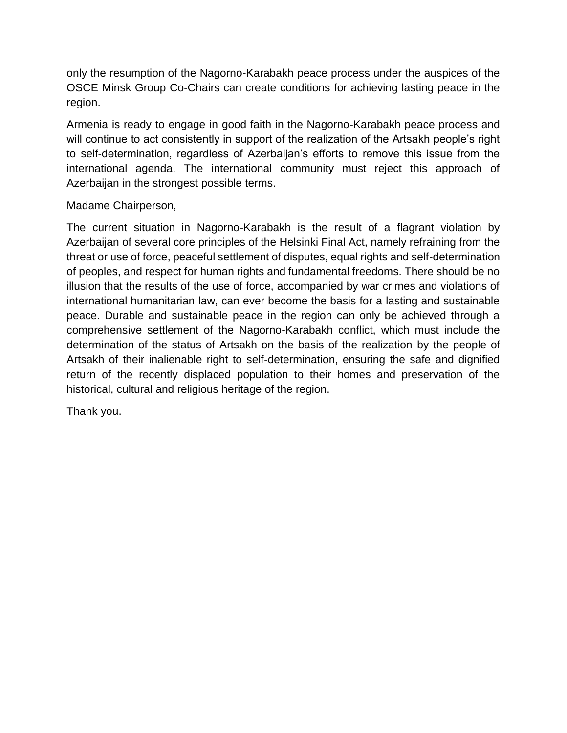only the resumption of the Nagorno-Karabakh peace process under the auspices of the OSCE Minsk Group Co-Chairs can create conditions for achieving lasting peace in the region.

Armenia is ready to engage in good faith in the Nagorno-Karabakh peace process and will continue to act consistently in support of the realization of the Artsakh people's right to self-determination, regardless of Azerbaijan's efforts to remove this issue from the international agenda. The international community must reject this approach of Azerbaijan in the strongest possible terms.

Madame Chairperson,

The current situation in Nagorno-Karabakh is the result of a flagrant violation by Azerbaijan of several core principles of the Helsinki Final Act, namely refraining from the threat or use of force, peaceful settlement of disputes, equal rights and self-determination of peoples, and respect for human rights and fundamental freedoms. There should be no illusion that the results of the use of force, accompanied by war crimes and violations of international humanitarian law, can ever become the basis for a lasting and sustainable peace. Durable and sustainable peace in the region can only be achieved through a comprehensive settlement of the Nagorno-Karabakh conflict, which must include the determination of the status of Artsakh on the basis of the realization by the people of Artsakh of their inalienable right to self-determination, ensuring the safe and dignified return of the recently displaced population to their homes and preservation of the historical, cultural and religious heritage of the region.

Thank you.